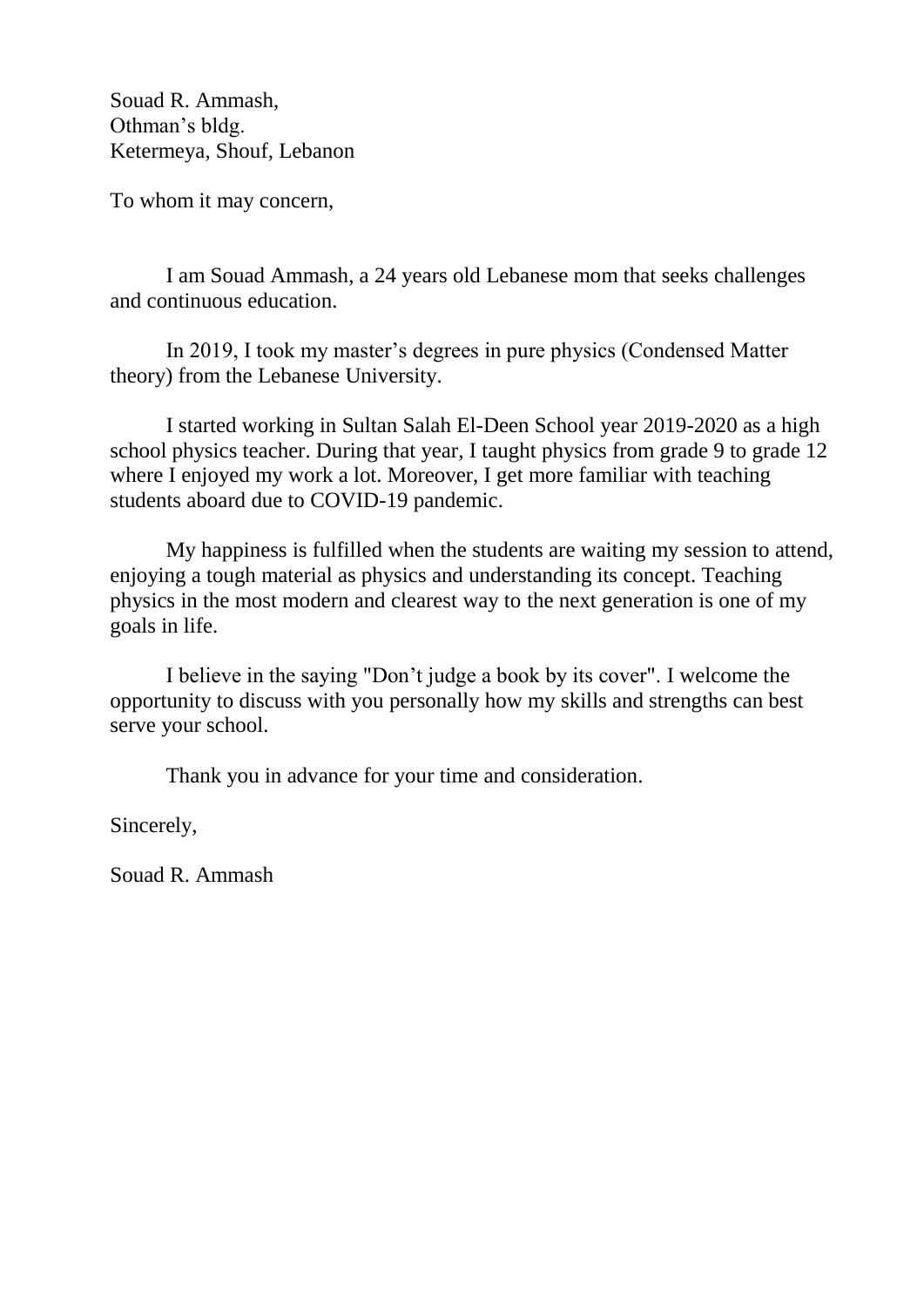Souad R. Ammash,
Othman's bldg.
Ketermeya, Shouf, Lebanon

To whom it may concern,

I am Souad Ammash, a 24 years old Lebanese mom that seeks challenges and continuous education.

In 2019, I took my master's degrees in pure physics (Condensed Matter theory) from the Lebanese University.

I started working in Sultan Salah El-Deen School year 2019-2020 as a high school physics teacher. During that year, I taught physics from grade 9 to grade 12 where I enjoyed my work a lot. Moreover, I get more familiar with teaching students aboard due to COVID-19 pandemic.

My happiness is fulfilled when the students are waiting my session to attend, enjoying a tough material as physics and understanding its concept. Teaching physics in the most modern and clearest way to the next generation is one of my goals in life.

I believe in the saying "Don't judge a book by its cover". I welcome the opportunity to discuss with you personally how my skills and strengths can best serve your school.

Thank you in advance for your time and consideration.

Sincerely,

Souad R. Ammash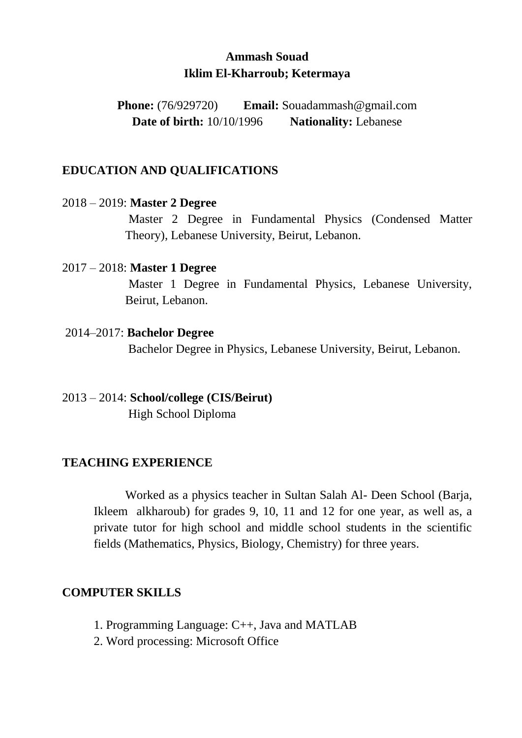**Ammash Souad**
**Iklim El-Kharroub; Ketermaya**

**Phone:** (76/929720) **Email:** Souadammash@gmail.com
**Date of birth:** 10/10/1996 **Nationality:** Lebanese

## EDUCATION AND QUALIFICATIONS

2018 – 2019: **Master 2 Degree**

Master 2 Degree in Fundamental Physics (Condensed Matter Theory), Lebanese University, Beirut, Lebanon.

2017 – 2018: **Master 1 Degree**

Master 1 Degree in Fundamental Physics, Lebanese University, Beirut, Lebanon.

2014–2017: **Bachelor Degree**

Bachelor Degree in Physics, Lebanese University, Beirut, Lebanon.

2013 – 2014: **School/college (CIS/Beirut)**

High School Diploma

## TEACHING EXPERIENCE

Worked as a physics teacher in Sultan Salah Al- Deen School (Barja, Ikleem alkharoub) for grades 9, 10, 11 and 12 for one year, as well as, a private tutor for high school and middle school students in the scientific fields (Mathematics, Physics, Biology, Chemistry) for three years.

## COMPUTER SKILLS

1. Programming Language: C++, Java and MATLAB
2. Word processing: Microsoft Office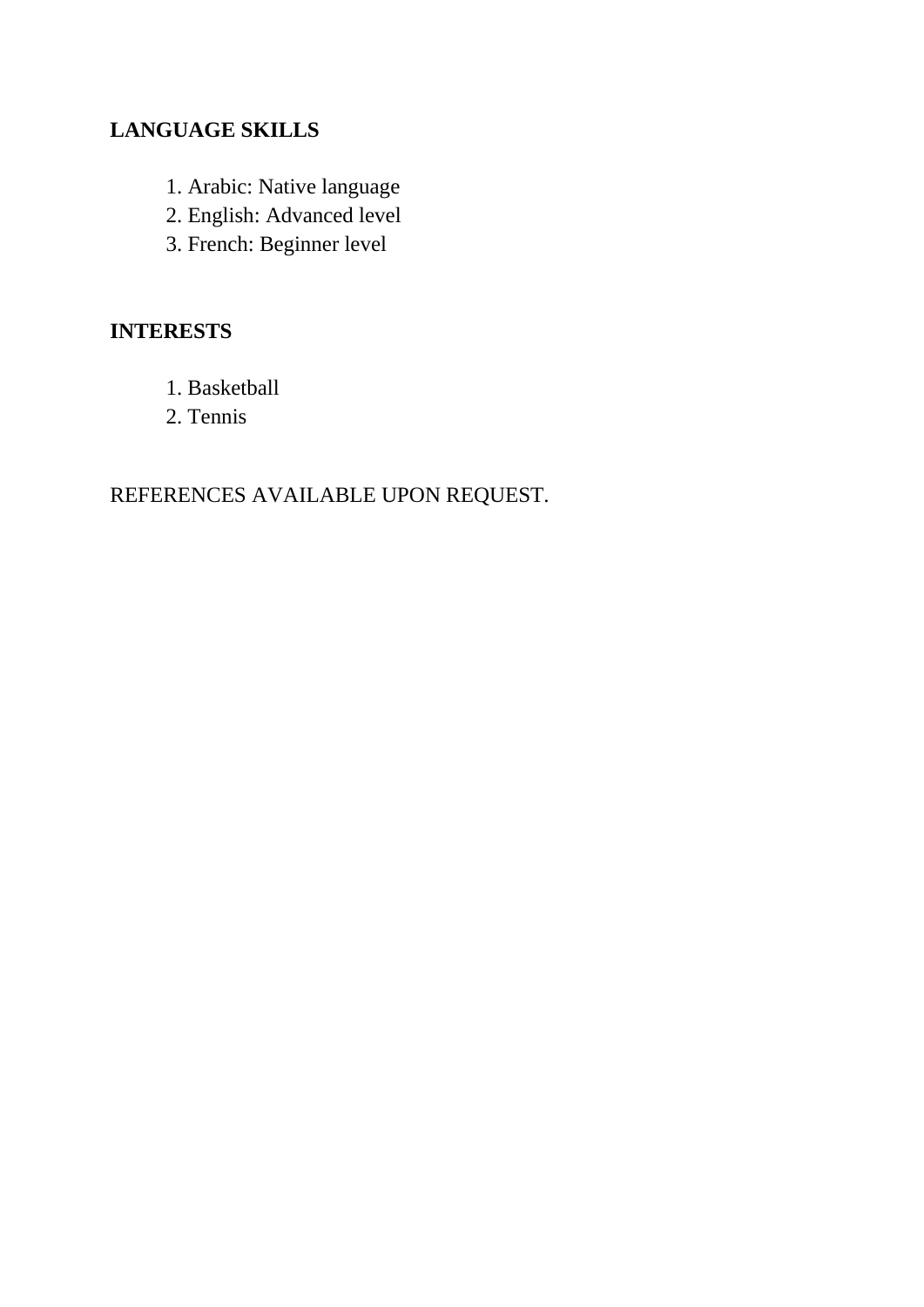**LANGUAGE SKILLS**

1. Arabic: Native language
2. English: Advanced level
3. French: Beginner level

**INTERESTS**

1. Basketball
2. Tennis

REFERENCES AVAILABLE UPON REQUEST.